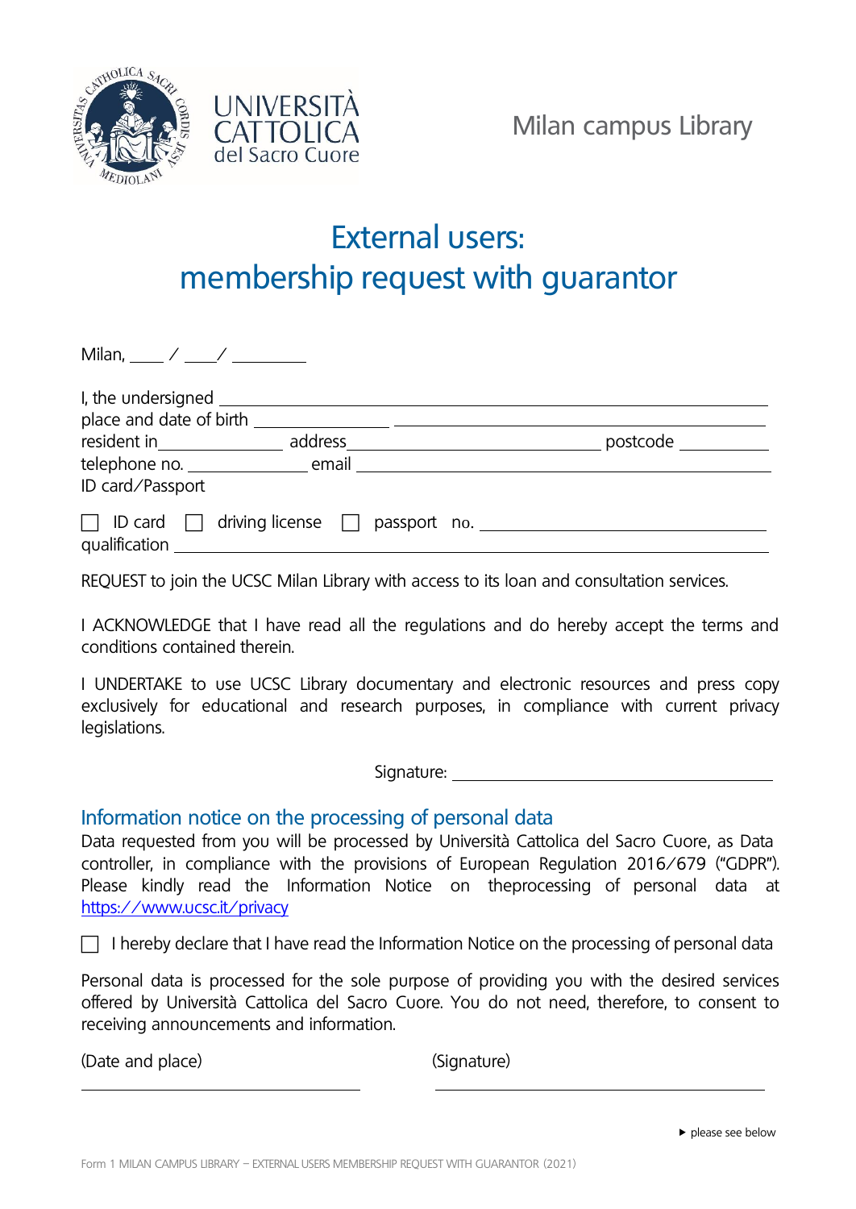UNIVERSITÀ CATTOLICA del Sacro Cuore

Milan campus Library

# External users: membership request with guarantor

Milan, ____ / ____/ _________

I, the undersigned ____________________________________________

place and date of birth ______________ ____________________________

resident in______________ address____________________________ postcode __________

telephone no. ______________ email ________________________________

ID card/Passport

☐ ID card ☐ driving license ☐ passport no. ____________________________

qualification ____________________________________________

REQUEST to join the UCSC Milan Library with access to its loan and consultation services.

I ACKNOWLEDGE that I have read all the regulations and do hereby accept the terms and conditions contained therein.

I UNDERTAKE to use UCSC Library documentary and electronic resources and press copy exclusively for educational and research purposes, in compliance with current privacy legislations.

Signature: ______________________________

## Information notice on the processing of personal data

Data requested from you will be processed by Università Cattolica del Sacro Cuore, as Data controller, in compliance with the provisions of European Regulation 2016/679 ("GDPR"). Please kindly read the Information Notice on theprocessing of personal data at https://www.ucsc.it/privacy

☐ I hereby declare that I have read the Information Notice on the processing of personal data

Personal data is processed for the sole purpose of providing you with the desired services offered by Università Cattolica del Sacro Cuore. You do not need, therefore, to consent to receiving announcements and information.

(Date and place) ______________________ (Signature) ______________________

▸ please see below

Form 1 MILAN CAMPUS LIBRARY – EXTERNAL USERS MEMBERSHIP REQUEST WITH GUARANTOR (2021)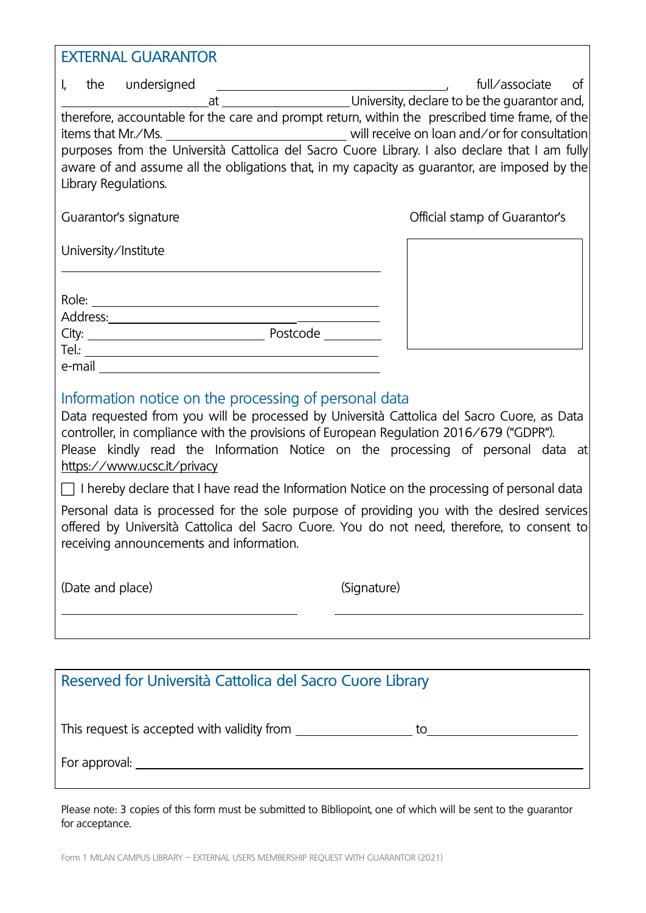## EXTERNAL GUARANTOR

I, the undersigned ______________________________, full/associate of ____________________ at ____________________ University, declare to be the guarantor and, therefore, accountable for the care and prompt return, within the prescribed time frame, of the items that Mr./Ms. ______________________________ will receive on loan and/or for consultation purposes from the Università Cattolica del Sacro Cuore Library. I also declare that I am fully aware of and assume all the obligations that, in my capacity as guarantor, are imposed by the Library Regulations.

Guarantor's signature

Official stamp of Guarantor's

University/Institute

______________________________

Role: ______________________________

Address: ______________________________

City: ____________________ Postcode __________

Tel.: ______________________________

e-mail ______________________________

## Information notice on the processing of personal data

Data requested from you will be processed by Università Cattolica del Sacro Cuore, as Data controller, in compliance with the provisions of European Regulation 2016/679 ("GDPR"). Please kindly read the Information Notice on the processing of personal data at https://www.ucsc.it/privacy

☐ I hereby declare that I have read the Information Notice on the processing of personal data

Personal data is processed for the sole purpose of providing you with the desired services offered by Università Cattolica del Sacro Cuore. You do not need, therefore, to consent to receiving announcements and information.

(Date and place) ______________________________

(Signature) ______________________________

## Reserved for Università Cattolica del Sacro Cuore Library

This request is accepted with validity from ____________________ to ____________________

For approval: ______________________________

Please note: 3 copies of this form must be submitted to Bibliopoint, one of which will be sent to the guarantor for acceptance.

Form 1 MILAN CAMPUS LIBRARY – EXTERNAL USERS MEMBERSHIP REQUEST WITH GUARANTOR (2021)